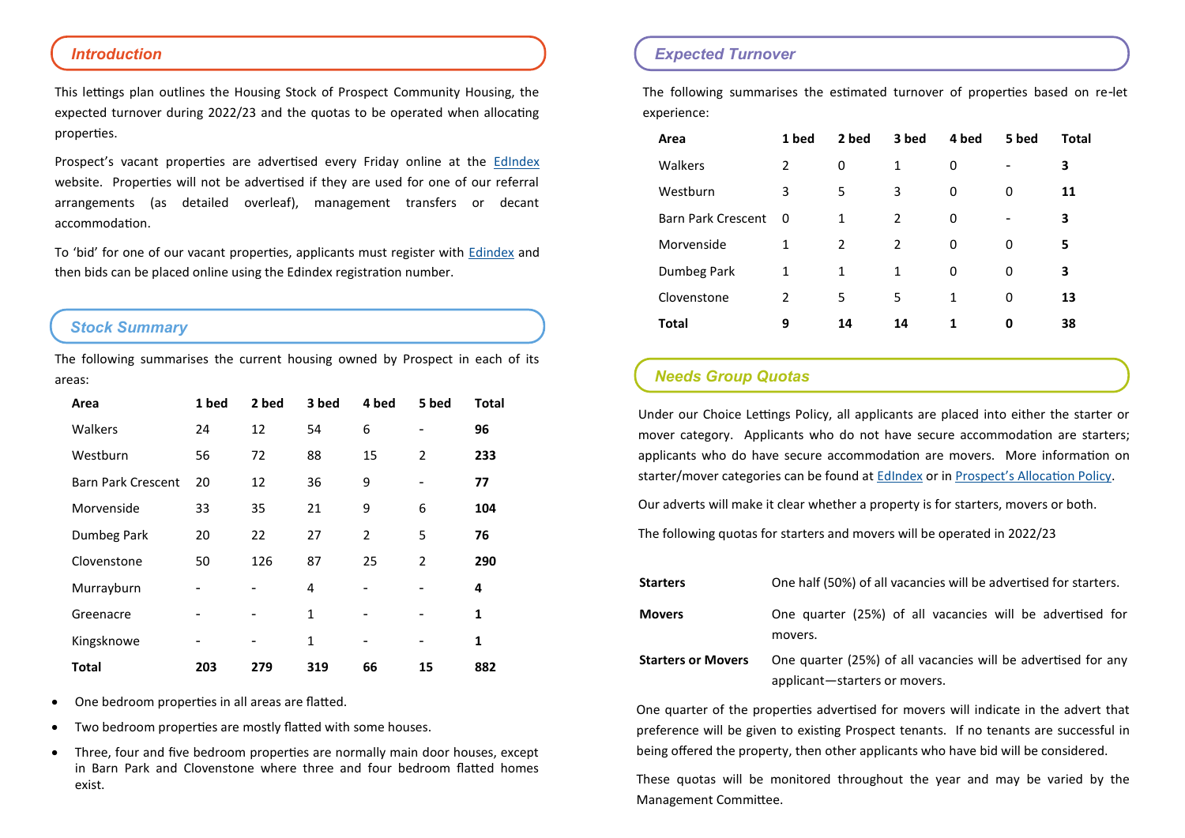## Introduction

This lettings plan outlines the Housing Stock of Prospect Community Housing, the expected turnover during 2022/23 and the quotas to be operated when allocating properties.

Prospect's vacant properties are advertised every Friday online at the EdIndex website. Properties will not be advertised if they are used for one of our referral arrangements (as detailed overleaf), management transfers or decant accommodation.

To 'bid' for one of our vacant properties, applicants must register with Edindex and then bids can be placed online using the Edindex registration number.

## Stock Summary

The following summarises the current housing owned by Prospect in each of its areas:

| Area | 1 bed | 2 bed | 3 bed | 4 bed | 5 bed | Total |
|---|---|---|---|---|---|---|
| Walkers | 24 | 12 | 54 | 6 | - | **96** |
| Westburn | 56 | 72 | 88 | 15 | 2 | **233** |
| Barn Park Crescent | 20 | 12 | 36 | 9 | - | **77** |
| Morvenside | 33 | 35 | 21 | 9 | 6 | **104** |
| Dumbeg Park | 20 | 22 | 27 | 2 | 5 | **76** |
| Clovenstone | 50 | 126 | 87 | 25 | 2 | **290** |
| Murrayburn | - | - | 4 | - | - | **4** |
| Greenacre | - | - | 1 | - | - | **1** |
| Kingsknowe | - | - | 1 | - | - | **1** |
| **Total** | **203** | **279** | **319** | **66** | **15** | **882** |

- One bedroom properties in all areas are flatted.
- Two bedroom properties are mostly flatted with some houses.
- Three, four and five bedroom properties are normally main door houses, except in Barn Park and Clovenstone where three and four bedroom flatted homes exist.

## Expected Turnover

The following summarises the estimated turnover of properties based on re-let experience:

| Area | 1 bed | 2 bed | 3 bed | 4 bed | 5 bed | Total |
|---|---|---|---|---|---|---|
| Walkers | 2 | 0 | 1 | 0 | - | **3** |
| Westburn | 3 | 5 | 3 | 0 | 0 | **11** |
| Barn Park Crescent | 0 | 1 | 2 | 0 | - | **3** |
| Morvenside | 1 | 2 | 2 | 0 | 0 | **5** |
| Dumbeg Park | 1 | 1 | 1 | 0 | 0 | **3** |
| Clovenstone | 2 | 5 | 5 | 1 | 0 | **13** |
| **Total** | **9** | **14** | **14** | **1** | **0** | **38** |

## Needs Group Quotas

Under our Choice Lettings Policy, all applicants are placed into either the starter or mover category. Applicants who do not have secure accommodation are starters; applicants who do have secure accommodation are movers. More information on starter/mover categories can be found at EdIndex or in Prospect's Allocation Policy.

Our adverts will make it clear whether a property is for starters, movers or both.

The following quotas for starters and movers will be operated in 2022/23

| | |
|---|---|
| **Starters** | One half (50%) of all vacancies will be advertised for starters. |
| **Movers** | One quarter (25%) of all vacancies will be advertised for movers. |
| **Starters or Movers** | One quarter (25%) of all vacancies will be advertised for any applicant—starters or movers. |

One quarter of the properties advertised for movers will indicate in the advert that preference will be given to existing Prospect tenants. If no tenants are successful in being offered the property, then other applicants who have bid will be considered.

These quotas will be monitored throughout the year and may be varied by the Management Committee.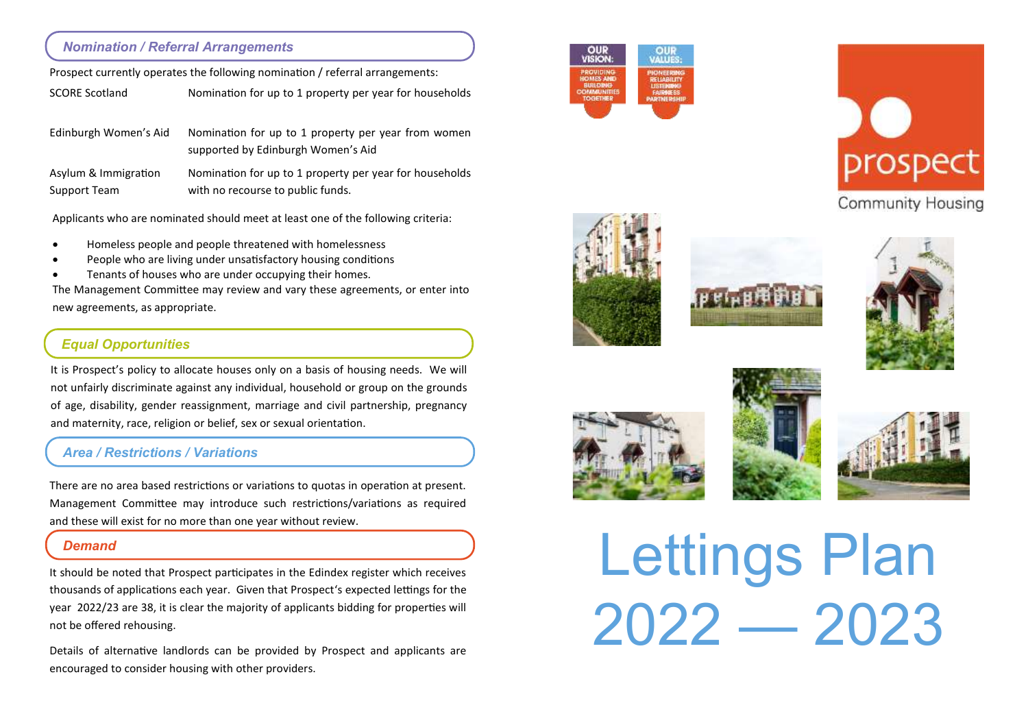## Nomination / Referral Arrangements

Prospect currently operates the following nomination / referral arrangements:

| | |
|---|---|
| SCORE Scotland | Nomination for up to 1 property per year for households |
| Edinburgh Women's Aid | Nomination for up to 1 property per year from women supported by Edinburgh Women's Aid |
| Asylum & Immigration Support Team | Nomination for up to 1 property per year for households with no recourse to public funds. |

Applicants who are nominated should meet at least one of the following criteria:

- Homeless people and people threatened with homelessness
- People who are living under unsatisfactory housing conditions
- Tenants of houses who are under occupying their homes.

The Management Committee may review and vary these agreements, or enter into new agreements, as appropriate.

## Equal Opportunities

It is Prospect's policy to allocate houses only on a basis of housing needs. We will not unfairly discriminate against any individual, household or group on the grounds of age, disability, gender reassignment, marriage and civil partnership, pregnancy and maternity, race, religion or belief, sex or sexual orientation.

## Area / Restrictions / Variations

There are no area based restrictions or variations to quotas in operation at present. Management Committee may introduce such restrictions/variations as required and these will exist for no more than one year without review.

## Demand

It should be noted that Prospect participates in the Edindex register which receives thousands of applications each year. Given that Prospect's expected lettings for the year 2022/23 are 38, it is clear the majority of applicants bidding for properties will not be offered rehousing.

Details of alternative landlords can be provided by Prospect and applicants are encouraged to consider housing with other providers.

OUR VISION: PROVIDING HOMES AND BUILDING COMMUNITIES TOGETHER

OUR VALUES: PIONEERING RELIABILITY LISTENING FAIRNESS PARTNERSHIP

prospect
Community Housing

# Lettings Plan 2022 — 2023